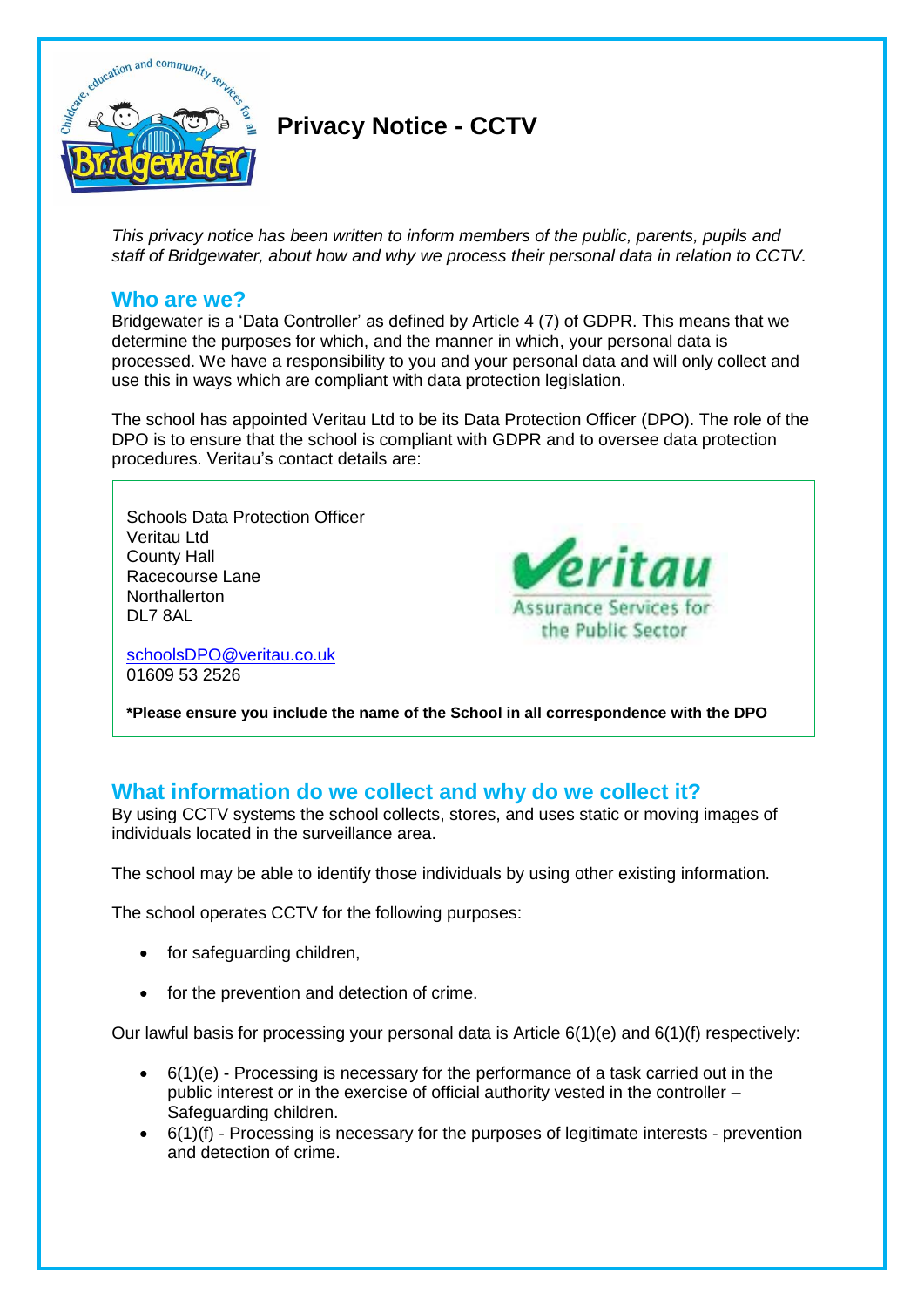# Privacy Notice - CCTV

*This privacy notice has been written to inform members of the public, parents, pupils and staff of Bridgewater, about how and why we process their personal data in relation to CCTV.*

## Who are we?

Bridgewater is a 'Data Controller' as defined by Article 4 (7) of GDPR. This means that we determine the purposes for which, and the manner in which, your personal data is processed. We have a responsibility to you and your personal data and will only collect and use this in ways which are compliant with data protection legislation.

The school has appointed Veritau Ltd to be its Data Protection Officer (DPO). The role of the DPO is to ensure that the school is compliant with GDPR and to oversee data protection procedures. Veritau's contact details are:

Schools Data Protection Officer
Veritau Ltd
County Hall
Racecourse Lane
Northallerton
DL7 8AL

schoolsDPO@veritau.co.uk
01609 53 2526

**\*Please ensure you include the name of the School in all correspondence with the DPO**

## What information do we collect and why do we collect it?

By using CCTV systems the school collects, stores, and uses static or moving images of individuals located in the surveillance area.

The school may be able to identify those individuals by using other existing information.

The school operates CCTV for the following purposes:

- for safeguarding children,
- for the prevention and detection of crime.

Our lawful basis for processing your personal data is Article 6(1)(e) and 6(1)(f) respectively:

- 6(1)(e) - Processing is necessary for the performance of a task carried out in the public interest or in the exercise of official authority vested in the controller – Safeguarding children.
- 6(1)(f) - Processing is necessary for the purposes of legitimate interests - prevention and detection of crime.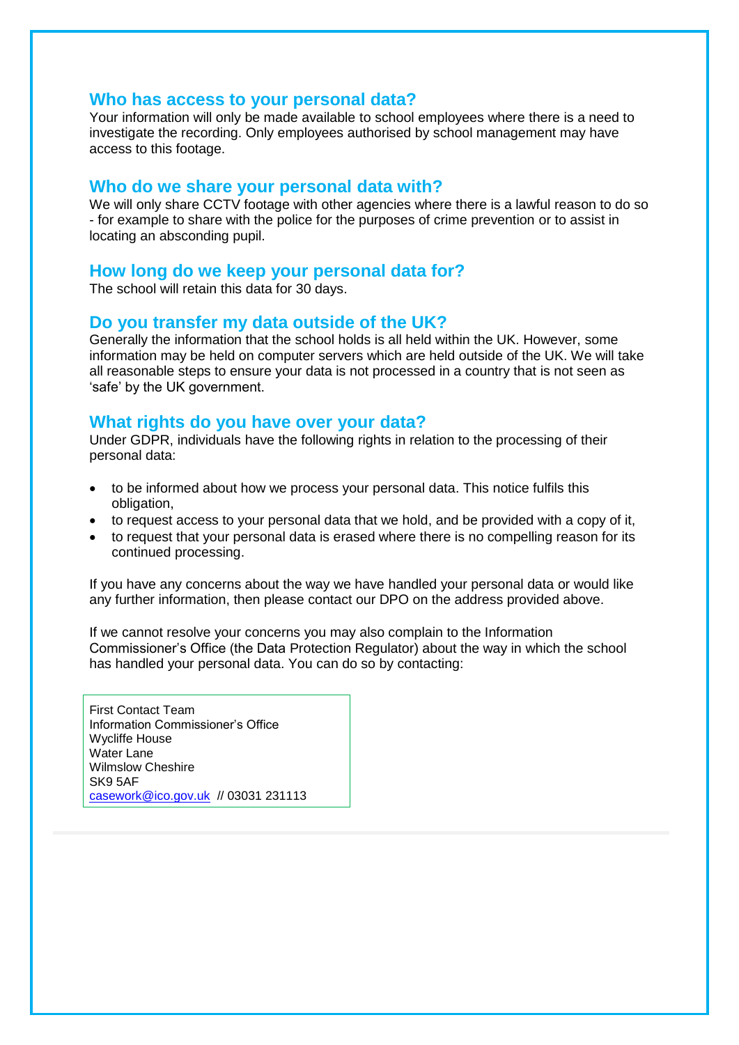## Who has access to your personal data?

Your information will only be made available to school employees where there is a need to investigate the recording. Only employees authorised by school management may have access to this footage.

## Who do we share your personal data with?

We will only share CCTV footage with other agencies where there is a lawful reason to do so - for example to share with the police for the purposes of crime prevention or to assist in locating an absconding pupil.

## How long do we keep your personal data for?

The school will retain this data for 30 days.

## Do you transfer my data outside of the UK?

Generally the information that the school holds is all held within the UK. However, some information may be held on computer servers which are held outside of the UK. We will take all reasonable steps to ensure your data is not processed in a country that is not seen as 'safe' by the UK government.

## What rights do you have over your data?

Under GDPR, individuals have the following rights in relation to the processing of their personal data:

- to be informed about how we process your personal data. This notice fulfils this obligation,
- to request access to your personal data that we hold, and be provided with a copy of it,
- to request that your personal data is erased where there is no compelling reason for its continued processing.

If you have any concerns about the way we have handled your personal data or would like any further information, then please contact our DPO on the address provided above.

If we cannot resolve your concerns you may also complain to the Information Commissioner's Office (the Data Protection Regulator) about the way in which the school has handled your personal data. You can do so by contacting:

First Contact Team
Information Commissioner's Office
Wycliffe House
Water Lane
Wilmslow Cheshire
SK9 5AF
casework@ico.gov.uk // 03031 231113